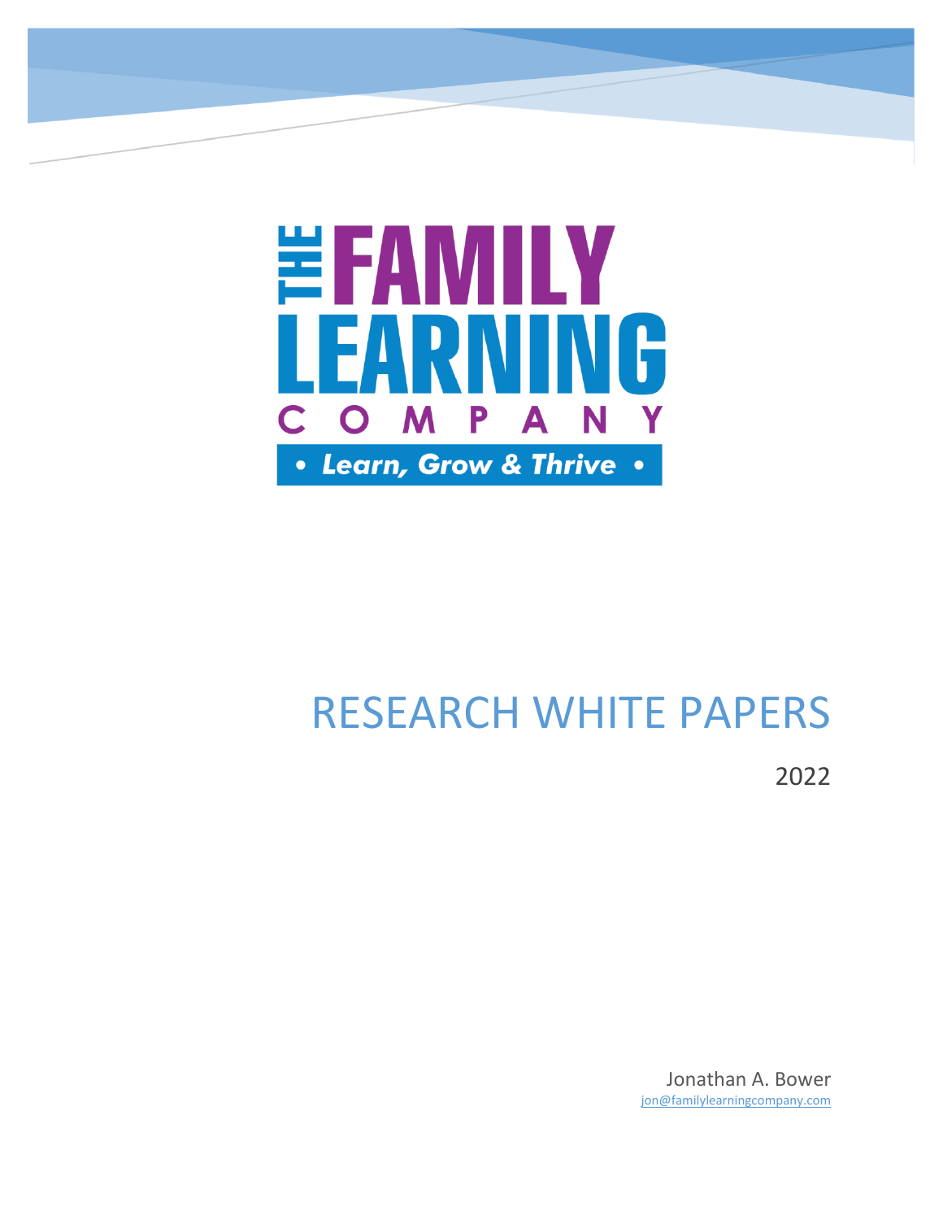THE FAMILY LEARNING COMPANY

• Learn, Grow & Thrive •

# RESEARCH WHITE PAPERS

2022

Jonathan A. Bower

jon@familylearningcompany.com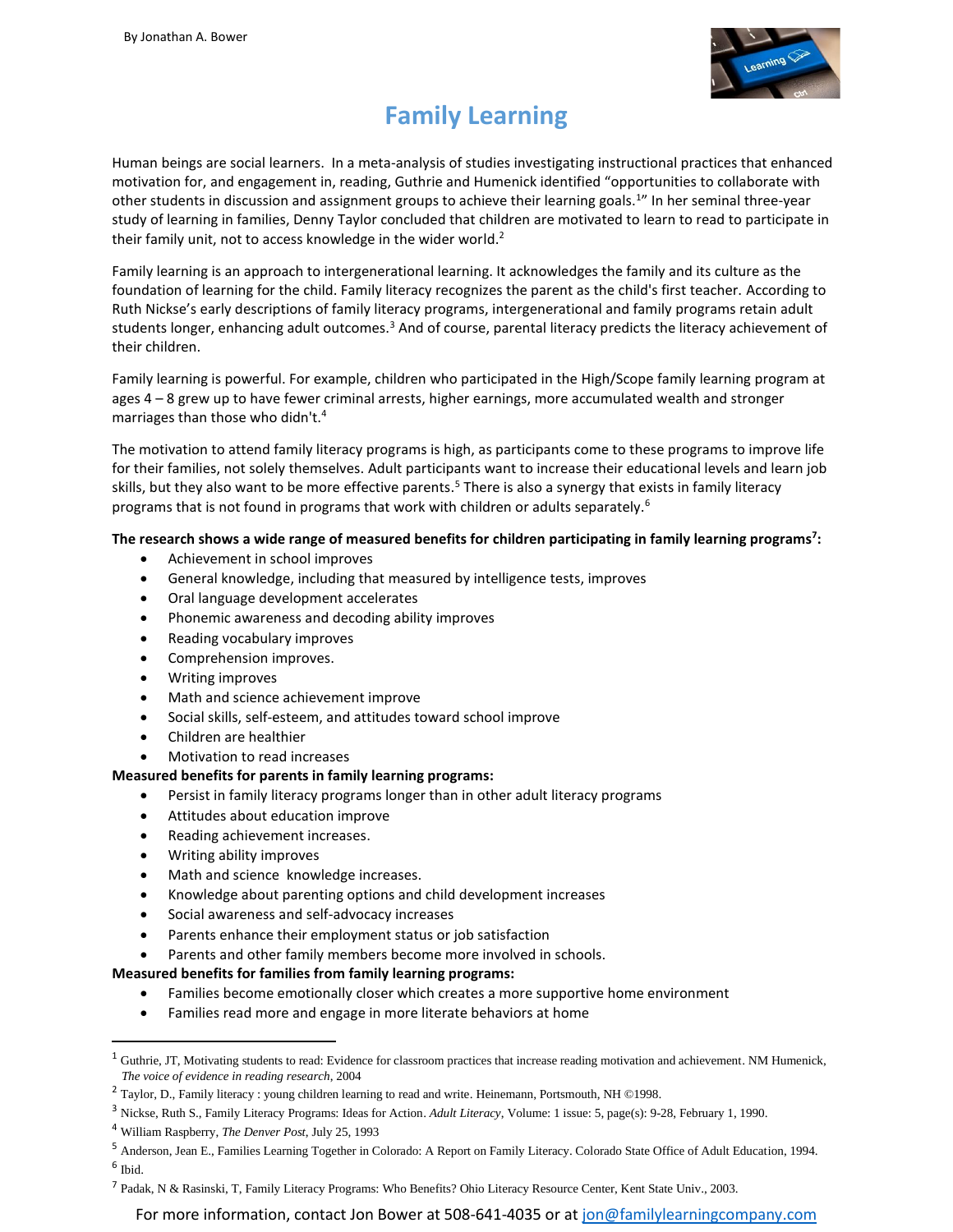By Jonathan A. Bower

# Family Learning

Human beings are social learners. In a meta-analysis of studies investigating instructional practices that enhanced motivation for, and engagement in, reading, Guthrie and Humenick identified "opportunities to collaborate with other students in discussion and assignment groups to achieve their learning goals.[1]" In her seminal three-year study of learning in families, Denny Taylor concluded that children are motivated to learn to read to participate in their family unit, not to access knowledge in the wider world.[2]

Family learning is an approach to intergenerational learning. It acknowledges the family and its culture as the foundation of learning for the child. Family literacy recognizes the parent as the child's first teacher. According to Ruth Nickse's early descriptions of family literacy programs, intergenerational and family programs retain adult students longer, enhancing adult outcomes.[3] And of course, parental literacy predicts the literacy achievement of their children.

Family learning is powerful. For example, children who participated in the High/Scope family learning program at ages 4 – 8 grew up to have fewer criminal arrests, higher earnings, more accumulated wealth and stronger marriages than those who didn't.[4]

The motivation to attend family literacy programs is high, as participants come to these programs to improve life for their families, not solely themselves. Adult participants want to increase their educational levels and learn job skills, but they also want to be more effective parents.[5] There is also a synergy that exists in family literacy programs that is not found in programs that work with children or adults separately.[6]

**The research shows a wide range of measured benefits for children participating in family learning programs[7]:**

- Achievement in school improves
- General knowledge, including that measured by intelligence tests, improves
- Oral language development accelerates
- Phonemic awareness and decoding ability improves
- Reading vocabulary improves
- Comprehension improves.
- Writing improves
- Math and science achievement improve
- Social skills, self-esteem, and attitudes toward school improve
- Children are healthier
- Motivation to read increases

**Measured benefits for parents in family learning programs:**

- Persist in family literacy programs longer than in other adult literacy programs
- Attitudes about education improve
- Reading achievement increases.
- Writing ability improves
- Math and science knowledge increases.
- Knowledge about parenting options and child development increases
- Social awareness and self-advocacy increases
- Parents enhance their employment status or job satisfaction
- Parents and other family members become more involved in schools.

**Measured benefits for families from family learning programs:**

- Families become emotionally closer which creates a more supportive home environment
- Families read more and engage in more literate behaviors at home

---

[1] Guthrie, JT, Motivating students to read: Evidence for classroom practices that increase reading motivation and achievement. NM Humenick, *The voice of evidence in reading research*, 2004

[2] Taylor, D., Family literacy : young children learning to read and write. Heinemann, Portsmouth, NH ©1998.

[3] Nickse, Ruth S., Family Literacy Programs: Ideas for Action. *Adult Literacy*, Volume: 1 issue: 5, page(s): 9-28, February 1, 1990.

[4] William Raspberry, *The Denver Post*, July 25, 1993

[5] Anderson, Jean E., Families Learning Together in Colorado: A Report on Family Literacy. Colorado State Office of Adult Education, 1994.

[6] Ibid.

[7] Padak, N & Rasinski, T, Family Literacy Programs: Who Benefits? Ohio Literacy Resource Center, Kent State Univ., 2003.

For more information, contact Jon Bower at 508-641-4035 or at jon@familylearningcompany.com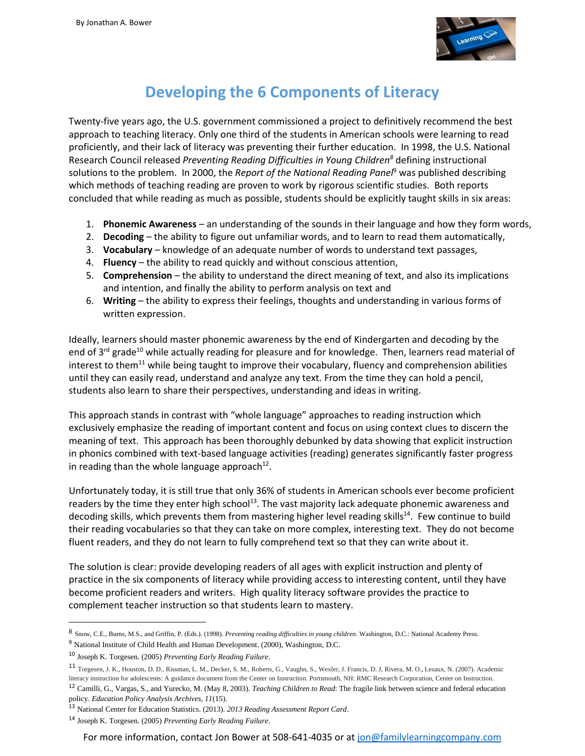# Developing the 6 Components of Literacy

Twenty-five years ago, the U.S. government commissioned a project to definitively recommend the best approach to teaching literacy. Only one third of the students in American schools were learning to read proficiently, and their lack of literacy was preventing their further education. In 1998, the U.S. National Research Council released *Preventing Reading Difficulties in Young Children*[8] defining instructional solutions to the problem. In 2000, the *Report of the National Reading Panel*[9] was published describing which methods of teaching reading are proven to work by rigorous scientific studies. Both reports concluded that while reading as much as possible, students should be explicitly taught skills in six areas:

1. **Phonemic Awareness** – an understanding of the sounds in their language and how they form words,
2. **Decoding** – the ability to figure out unfamiliar words, and to learn to read them automatically,
3. **Vocabulary** – knowledge of an adequate number of words to understand text passages,
4. **Fluency** – the ability to read quickly and without conscious attention,
5. **Comprehension** – the ability to understand the direct meaning of text, and also its implications and intention, and finally the ability to perform analysis on text and
6. **Writing** – the ability to express their feelings, thoughts and understanding in various forms of written expression.

Ideally, learners should master phonemic awareness by the end of Kindergarten and decoding by the end of 3rd grade[10] while actually reading for pleasure and for knowledge. Then, learners read material of interest to them[11] while being taught to improve their vocabulary, fluency and comprehension abilities until they can easily read, understand and analyze any text. From the time they can hold a pencil, students also learn to share their perspectives, understanding and ideas in writing.

This approach stands in contrast with "whole language" approaches to reading instruction which exclusively emphasize the reading of important content and focus on using context clues to discern the meaning of text. This approach has been thoroughly debunked by data showing that explicit instruction in phonics combined with text-based language activities (reading) generates significantly faster progress in reading than the whole language approach[12].

Unfortunately today, it is still true that only 36% of students in American schools ever become proficient readers by the time they enter high school[13]. The vast majority lack adequate phonemic awareness and decoding skills, which prevents them from mastering higher level reading skills[14]. Few continue to build their reading vocabularies so that they can take on more complex, interesting text. They do not become fluent readers, and they do not learn to fully comprehend text so that they can write about it.

The solution is clear: provide developing readers of all ages with explicit instruction and plenty of practice in the six components of literacy while providing access to interesting content, until they have become proficient readers and writers. High quality literacy software provides the practice to complement teacher instruction so that students learn to mastery.

---

[8] Snow, C.E., Burns, M.S., and Griffin, P. (Eds.). (1998). *Preventing reading difficulties in young children*. Washington, D.C.: National Academy Press.

[9] National Institute of Child Health and Human Development. (2000), Washington, D.C.

[10] Joseph K. Torgesen. (2005) *Preventing Early Reading Failure*.

[11] Torgesen, J. K., Houston, D. D., Rissman, L. M., Decker, S. M., Roberts, G., Vaughn, S., Wexler, J. Francis, D. J, Rivera, M. O., Lesaux, N. (2007). Academic literacy instruction for adolescents: A guidance document from the Center on Instruction. Portsmouth, NH: RMC Research Corporation, Center on Instruction.

[12] Camilli, G., Vargas, S., and Yurecko, M. (May 8, 2003). *Teaching Children to Read*: The fragile link between science and federal education policy. *Education Policy Analysis Archives, 11*(15).

[13] National Center for Education Statistics. (2013). *2013 Reading Assessment Report Card*.

[14] Joseph K. Torgesen. (2005) *Preventing Early Reading Failure*.

For more information, contact Jon Bower at 508-641-4035 or at jon@familylearningcompany.com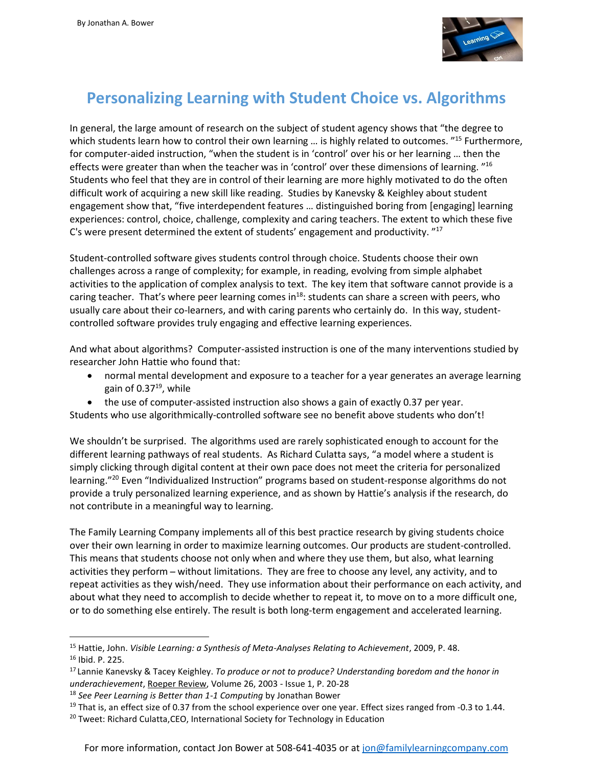# Personalizing Learning with Student Choice vs. Algorithms

In general, the large amount of research on the subject of student agency shows that "the degree to which students learn how to control their own learning … is highly related to outcomes. "[15] Furthermore, for computer-aided instruction, "when the student is in 'control' over his or her learning … then the effects were greater than when the teacher was in 'control' over these dimensions of learning. "[16] Students who feel that they are in control of their learning are more highly motivated to do the often difficult work of acquiring a new skill like reading. Studies by Kanevsky & Keighley about student engagement show that, "five interdependent features … distinguished boring from [engaging] learning experiences: control, choice, challenge, complexity and caring teachers. The extent to which these five C's were present determined the extent of students' engagement and productivity. "[17]

Student-controlled software gives students control through choice. Students choose their own challenges across a range of complexity; for example, in reading, evolving from simple alphabet activities to the application of complex analysis to text. The key item that software cannot provide is a caring teacher. That's where peer learning comes in[18]: students can share a screen with peers, who usually care about their co-learners, and with caring parents who certainly do. In this way, student-controlled software provides truly engaging and effective learning experiences.

And what about algorithms? Computer-assisted instruction is one of the many interventions studied by researcher John Hattie who found that:

- normal mental development and exposure to a teacher for a year generates an average learning gain of 0.37[19], while
- the use of computer-assisted instruction also shows a gain of exactly 0.37 per year.

Students who use algorithmically-controlled software see no benefit above students who don't!

We shouldn't be surprised. The algorithms used are rarely sophisticated enough to account for the different learning pathways of real students. As Richard Culatta says, "a model where a student is simply clicking through digital content at their own pace does not meet the criteria for personalized learning."[20] Even "Individualized Instruction" programs based on student-response algorithms do not provide a truly personalized learning experience, and as shown by Hattie's analysis if the research, do not contribute in a meaningful way to learning.

The Family Learning Company implements all of this best practice research by giving students choice over their own learning in order to maximize learning outcomes. Our products are student-controlled. This means that students choose not only when and where they use them, but also, what learning activities they perform – without limitations. They are free to choose any level, any activity, and to repeat activities as they wish/need. They use information about their performance on each activity, and about what they need to accomplish to decide whether to repeat it, to move on to a more difficult one, or to do something else entirely. The result is both long-term engagement and accelerated learning.

---

[15] Hattie, John. *Visible Learning: a Synthesis of Meta-Analyses Relating to Achievement*, 2009, P. 48.

[16] Ibid. P. 225.

[17] Lannie Kanevsky & Tacey Keighley. *To produce or not to produce? Understanding boredom and the honor in underachievement*, Roeper Review, Volume 26, 2003 - Issue 1, P. 20-28

[18] *See Peer Learning is Better than 1-1 Computing* by Jonathan Bower

[19] That is, an effect size of 0.37 from the school experience over one year. Effect sizes ranged from -0.3 to 1.44.

[20] Tweet: Richard Culatta,CEO, International Society for Technology in Education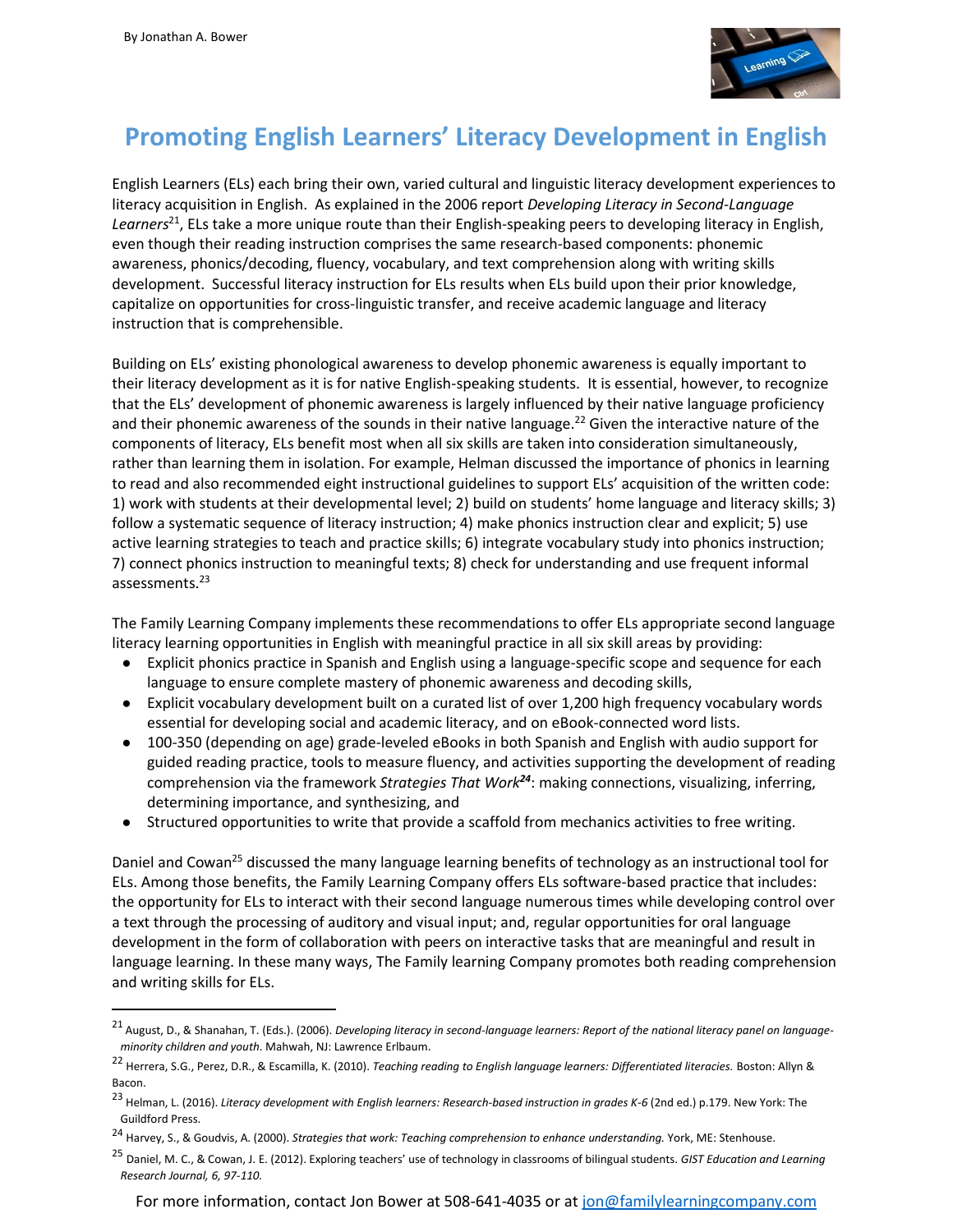By Jonathan A. Bower

# Promoting English Learners' Literacy Development in English

English Learners (ELs) each bring their own, varied cultural and linguistic literacy development experiences to literacy acquisition in English. As explained in the 2006 report *Developing Literacy in Second-Language Learners*[21], ELs take a more unique route than their English-speaking peers to developing literacy in English, even though their reading instruction comprises the same research-based components: phonemic awareness, phonics/decoding, fluency, vocabulary, and text comprehension along with writing skills development. Successful literacy instruction for ELs results when ELs build upon their prior knowledge, capitalize on opportunities for cross-linguistic transfer, and receive academic language and literacy instruction that is comprehensible.

Building on ELs' existing phonological awareness to develop phonemic awareness is equally important to their literacy development as it is for native English-speaking students. It is essential, however, to recognize that the ELs' development of phonemic awareness is largely influenced by their native language proficiency and their phonemic awareness of the sounds in their native language.[22] Given the interactive nature of the components of literacy, ELs benefit most when all six skills are taken into consideration simultaneously, rather than learning them in isolation. For example, Helman discussed the importance of phonics in learning to read and also recommended eight instructional guidelines to support ELs' acquisition of the written code: 1) work with students at their developmental level; 2) build on students' home language and literacy skills; 3) follow a systematic sequence of literacy instruction; 4) make phonics instruction clear and explicit; 5) use active learning strategies to teach and practice skills; 6) integrate vocabulary study into phonics instruction; 7) connect phonics instruction to meaningful texts; 8) check for understanding and use frequent informal assessments.[23]

The Family Learning Company implements these recommendations to offer ELs appropriate second language literacy learning opportunities in English with meaningful practice in all six skill areas by providing:

- Explicit phonics practice in Spanish and English using a language-specific scope and sequence for each language to ensure complete mastery of phonemic awareness and decoding skills,
- Explicit vocabulary development built on a curated list of over 1,200 high frequency vocabulary words essential for developing social and academic literacy, and on eBook-connected word lists.
- 100-350 (depending on age) grade-leveled eBooks in both Spanish and English with audio support for guided reading practice, tools to measure fluency, and activities supporting the development of reading comprehension via the framework *Strategies That Work*[24]: making connections, visualizing, inferring, determining importance, and synthesizing, and
- Structured opportunities to write that provide a scaffold from mechanics activities to free writing.

Daniel and Cowan[25] discussed the many language learning benefits of technology as an instructional tool for ELs. Among those benefits, the Family Learning Company offers ELs software-based practice that includes: the opportunity for ELs to interact with their second language numerous times while developing control over a text through the processing of auditory and visual input; and, regular opportunities for oral language development in the form of collaboration with peers on interactive tasks that are meaningful and result in language learning. In these many ways, The Family learning Company promotes both reading comprehension and writing skills for ELs.

---

[21] August, D., & Shanahan, T. (Eds.). (2006). *Developing literacy in second-language learners: Report of the national literacy panel on language-minority children and youth*. Mahwah, NJ: Lawrence Erlbaum.

[22] Herrera, S.G., Perez, D.R., & Escamilla, K. (2010). *Teaching reading to English language learners: Differentiated literacies.* Boston: Allyn & Bacon.

[23] Helman, L. (2016). *Literacy development with English learners: Research-based instruction in grades K-6* (2nd ed.) p.179. New York: The Guildford Press.

[24] Harvey, S., & Goudvis, A. (2000). *Strategies that work: Teaching comprehension to enhance understanding.* York, ME: Stenhouse.

[25] Daniel, M. C., & Cowan, J. E. (2012). Exploring teachers' use of technology in classrooms of bilingual students. *GIST Education and Learning Research Journal, 6, 97-110.*

For more information, contact Jon Bower at 508-641-4035 or at jon@familylearningcompany.com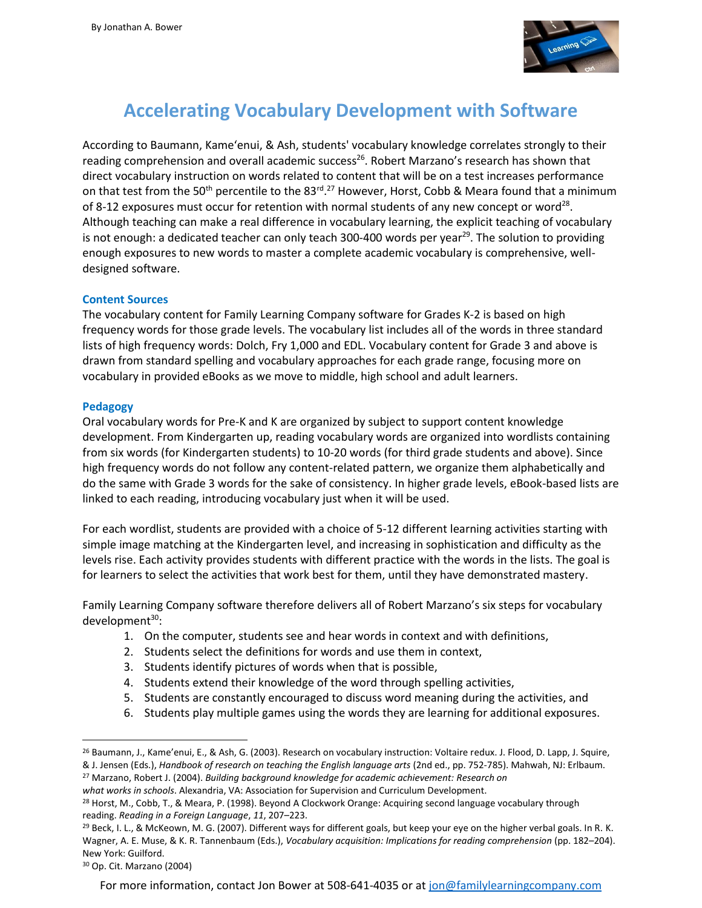# Accelerating Vocabulary Development with Software

According to Baumann, Kame'enui, & Ash, students' vocabulary knowledge correlates strongly to their reading comprehension and overall academic success[26]. Robert Marzano's research has shown that direct vocabulary instruction on words related to content that will be on a test increases performance on that test from the 50th percentile to the 83rd.[27] However, Horst, Cobb & Meara found that a minimum of 8-12 exposures must occur for retention with normal students of any new concept or word[28]. Although teaching can make a real difference in vocabulary learning, the explicit teaching of vocabulary is not enough: a dedicated teacher can only teach 300-400 words per year[29]. The solution to providing enough exposures to new words to master a complete academic vocabulary is comprehensive, well-designed software.

### Content Sources

The vocabulary content for Family Learning Company software for Grades K-2 is based on high frequency words for those grade levels. The vocabulary list includes all of the words in three standard lists of high frequency words: Dolch, Fry 1,000 and EDL. Vocabulary content for Grade 3 and above is drawn from standard spelling and vocabulary approaches for each grade range, focusing more on vocabulary in provided eBooks as we move to middle, high school and adult learners.

### Pedagogy

Oral vocabulary words for Pre-K and K are organized by subject to support content knowledge development. From Kindergarten up, reading vocabulary words are organized into wordlists containing from six words (for Kindergarten students) to 10-20 words (for third grade students and above). Since high frequency words do not follow any content-related pattern, we organize them alphabetically and do the same with Grade 3 words for the sake of consistency. In higher grade levels, eBook-based lists are linked to each reading, introducing vocabulary just when it will be used.

For each wordlist, students are provided with a choice of 5-12 different learning activities starting with simple image matching at the Kindergarten level, and increasing in sophistication and difficulty as the levels rise. Each activity provides students with different practice with the words in the lists. The goal is for learners to select the activities that work best for them, until they have demonstrated mastery.

Family Learning Company software therefore delivers all of Robert Marzano's six steps for vocabulary development[30]:

1. On the computer, students see and hear words in context and with definitions,
2. Students select the definitions for words and use them in context,
3. Students identify pictures of words when that is possible,
4. Students extend their knowledge of the word through spelling activities,
5. Students are constantly encouraged to discuss word meaning during the activities, and
6. Students play multiple games using the words they are learning for additional exposures.

---

[26] Baumann, J., Kame'enui, E., & Ash, G. (2003). Research on vocabulary instruction: Voltaire redux. J. Flood, D. Lapp, J. Squire, & J. Jensen (Eds.), *Handbook of research on teaching the English language arts* (2nd ed., pp. 752-785). Mahwah, NJ: Erlbaum.

[27] Marzano, Robert J. (2004). *Building background knowledge for academic achievement: Research on what works in schools*. Alexandria, VA: Association for Supervision and Curriculum Development.

[28] Horst, M., Cobb, T., & Meara, P. (1998). Beyond A Clockwork Orange: Acquiring second language vocabulary through reading. *Reading in a Foreign Language*, *11*, 207–223.

[29] Beck, I. L., & McKeown, M. G. (2007). Different ways for different goals, but keep your eye on the higher verbal goals. In R. K. Wagner, A. E. Muse, & K. R. Tannenbaum (Eds.), *Vocabulary acquisition: Implications for reading comprehension* (pp. 182–204). New York: Guilford.

[30] Op. Cit. Marzano (2004)

For more information, contact Jon Bower at 508-641-4035 or at jon@familylearningcompany.com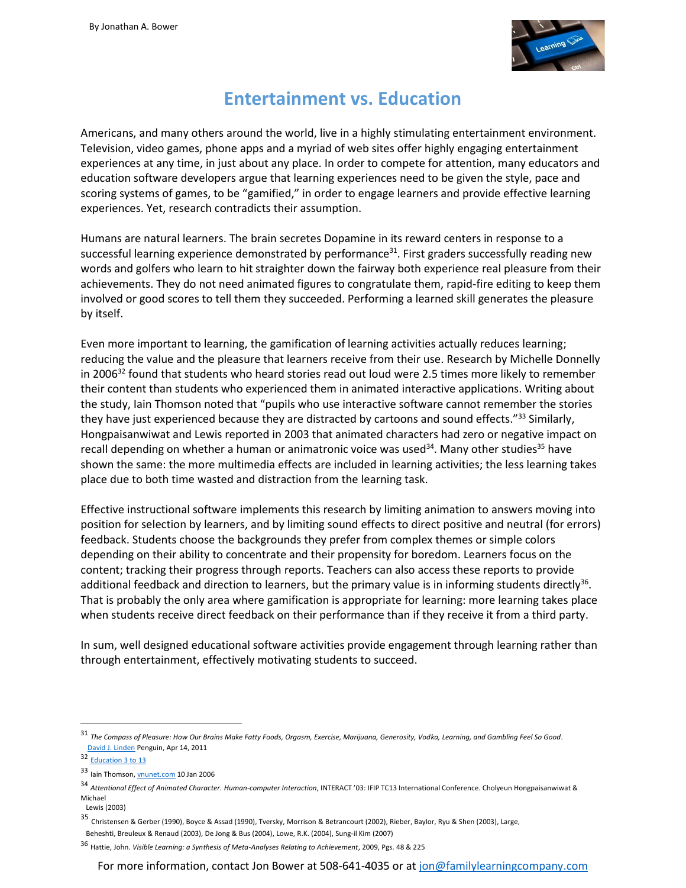# Entertainment vs. Education

Americans, and many others around the world, live in a highly stimulating entertainment environment. Television, video games, phone apps and a myriad of web sites offer highly engaging entertainment experiences at any time, in just about any place. In order to compete for attention, many educators and education software developers argue that learning experiences need to be given the style, pace and scoring systems of games, to be "gamified," in order to engage learners and provide effective learning experiences. Yet, research contradicts their assumption.

Humans are natural learners. The brain secretes Dopamine in its reward centers in response to a successful learning experience demonstrated by performance[31]. First graders successfully reading new words and golfers who learn to hit straighter down the fairway both experience real pleasure from their achievements. They do not need animated figures to congratulate them, rapid-fire editing to keep them involved or good scores to tell them they succeeded. Performing a learned skill generates the pleasure by itself.

Even more important to learning, the gamification of learning activities actually reduces learning; reducing the value and the pleasure that learners receive from their use. Research by Michelle Donnelly in 2006[32] found that students who heard stories read out loud were 2.5 times more likely to remember their content than students who experienced them in animated interactive applications. Writing about the study, Iain Thomson noted that "pupils who use interactive software cannot remember the stories they have just experienced because they are distracted by cartoons and sound effects."[33] Similarly, Hongpaisanwiwat and Lewis reported in 2003 that animated characters had zero or negative impact on recall depending on whether a human or animatronic voice was used[34]. Many other studies[35] have shown the same: the more multimedia effects are included in learning activities; the less learning takes place due to both time wasted and distraction from the learning task.

Effective instructional software implements this research by limiting animation to answers moving into position for selection by learners, and by limiting sound effects to direct positive and neutral (for errors) feedback. Students choose the backgrounds they prefer from complex themes or simple colors depending on their ability to concentrate and their propensity for boredom. Learners focus on the content; tracking their progress through reports. Teachers can also access these reports to provide additional feedback and direction to learners, but the primary value is in informing students directly[36]. That is probably the only area where gamification is appropriate for learning: more learning takes place when students receive direct feedback on their performance than if they receive it from a third party.

In sum, well designed educational software activities provide engagement through learning rather than through entertainment, effectively motivating students to succeed.

---

[31] *The Compass of Pleasure: How Our Brains Make Fatty Foods, Orgasm, Exercise, Marijuana, Generosity, Vodka, Learning, and Gambling Feel So Good*. David J. Linden Penguin, Apr 14, 2011

[32] Education 3 to 13

[33] Iain Thomson, vnunet.com 10 Jan 2006

[34] *Attentional Effect of Animated Character. Human-computer Interaction*, INTERACT '03: IFIP TC13 International Conference. Cholyeun Hongpaisanwiwat & Michael Lewis (2003)

[35] Christensen & Gerber (1990), Boyce & Assad (1990), Tversky, Morrison & Betrancourt (2002), Rieber, Baylor, Ryu & Shen (2003), Large, Beheshti, Breuleux & Renaud (2003), De Jong & Bus (2004), Lowe, R.K. (2004), Sung-il Kim (2007)

[36] Hattie, John. *Visible Learning: a Synthesis of Meta-Analyses Relating to Achievement*, 2009, Pgs. 48 & 225

For more information, contact Jon Bower at 508-641-4035 or at jon@familylearningcompany.com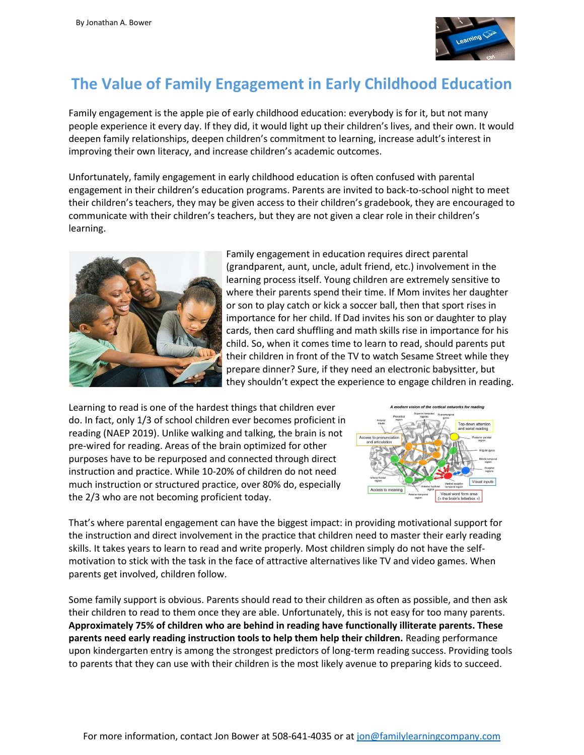By Jonathan A. Bower

# The Value of Family Engagement in Early Childhood Education

Family engagement is the apple pie of early childhood education: everybody is for it, but not many people experience it every day. If they did, it would light up their children's lives, and their own. It would deepen family relationships, deepen children's commitment to learning, increase adult's interest in improving their own literacy, and increase children's academic outcomes.

Unfortunately, family engagement in early childhood education is often confused with parental engagement in their children's education programs. Parents are invited to back-to-school night to meet their children's teachers, they may be given access to their children's gradebook, they are encouraged to communicate with their children's teachers, but they are not given a clear role in their children's learning.

Family engagement in education requires direct parental (grandparent, aunt, uncle, adult friend, etc.) involvement in the learning process itself. Young children are extremely sensitive to where their parents spend their time. If Mom invites her daughter or son to play catch or kick a soccer ball, then that sport rises in importance for her child. If Dad invites his son or daughter to play cards, then card shuffling and math skills rise in importance for his child. So, when it comes time to learn to read, should parents put their children in front of the TV to watch Sesame Street while they prepare dinner? Sure, if they need an electronic babysitter, but they shouldn't expect the experience to engage children in reading.

Learning to read is one of the hardest things that children ever do. In fact, only 1/3 of school children ever becomes proficient in reading (NAEP 2019). Unlike walking and talking, the brain is not pre-wired for reading. Areas of the brain optimized for other purposes have to be repurposed and connected through direct instruction and practice. While 10-20% of children do not need much instruction or structured practice, over 80% do, especially the 2/3 who are not becoming proficient today.

That's where parental engagement can have the biggest impact: in providing motivational support for the instruction and direct involvement in the practice that children need to master their early reading skills. It takes years to learn to read and write properly. Most children simply do not have the self-motivation to stick with the task in the face of attractive alternatives like TV and video games. When parents get involved, children follow.

Some family support is obvious. Parents should read to their children as often as possible, and then ask their children to read to them once they are able. Unfortunately, this is not easy for too many parents. **Approximately 75% of children who are behind in reading have functionally illiterate parents. These parents need early reading instruction tools to help them help their children.** Reading performance upon kindergarten entry is among the strongest predictors of long-term reading success. Providing tools to parents that they can use with their children is the most likely avenue to preparing kids to succeed.

For more information, contact Jon Bower at 508-641-4035 or at jon@familylearningcompany.com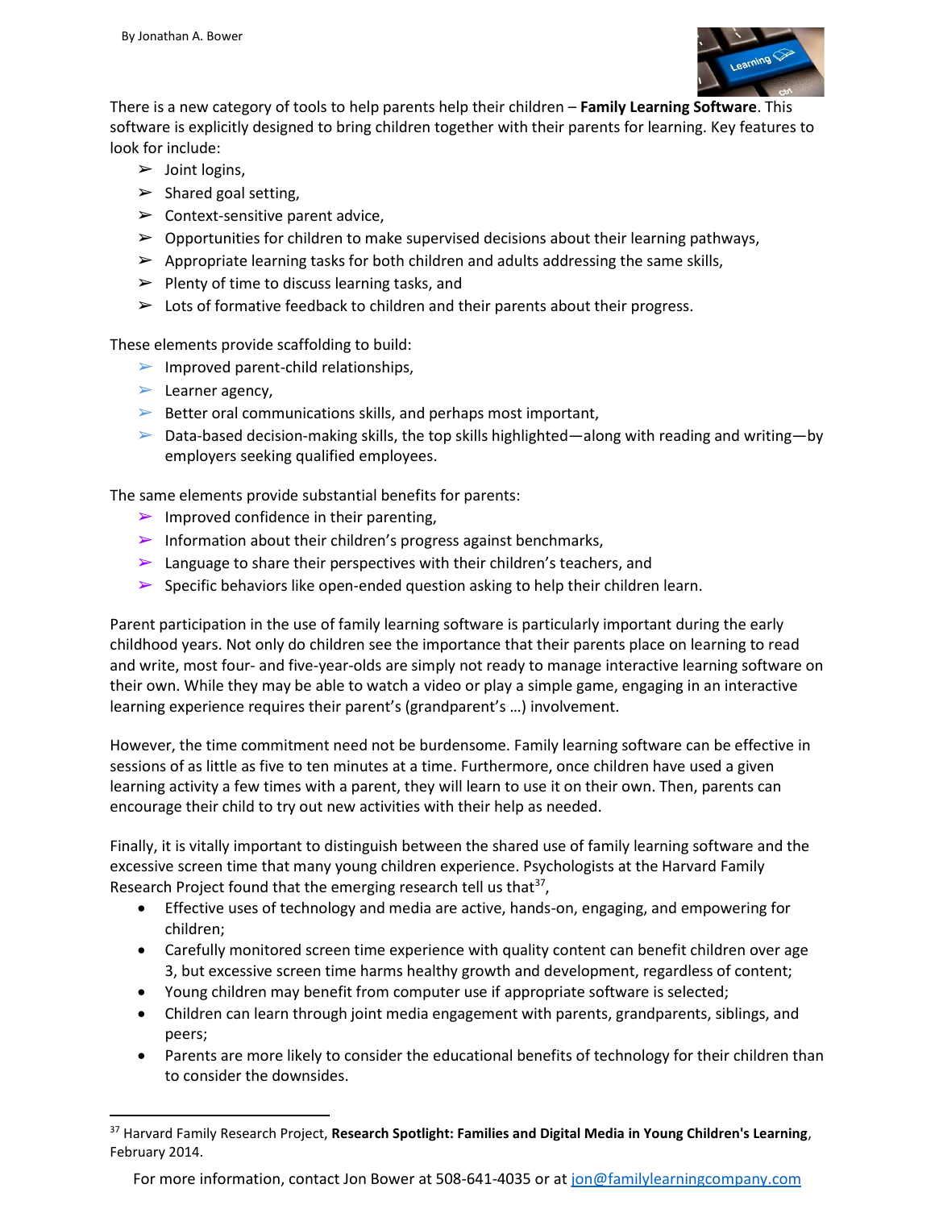By Jonathan A. Bower

There is a new category of tools to help parents help their children – **Family Learning Software**. This software is explicitly designed to bring children together with their parents for learning. Key features to look for include:

- Joint logins,
- Shared goal setting,
- Context-sensitive parent advice,
- Opportunities for children to make supervised decisions about their learning pathways,
- Appropriate learning tasks for both children and adults addressing the same skills,
- Plenty of time to discuss learning tasks, and
- Lots of formative feedback to children and their parents about their progress.

These elements provide scaffolding to build:

- Improved parent-child relationships,
- Learner agency,
- Better oral communications skills, and perhaps most important,
- Data-based decision-making skills, the top skills highlighted—along with reading and writing—by employers seeking qualified employees.

The same elements provide substantial benefits for parents:

- Improved confidence in their parenting,
- Information about their children's progress against benchmarks,
- Language to share their perspectives with their children's teachers, and
- Specific behaviors like open-ended question asking to help their children learn.

Parent participation in the use of family learning software is particularly important during the early childhood years. Not only do children see the importance that their parents place on learning to read and write, most four- and five-year-olds are simply not ready to manage interactive learning software on their own. While they may be able to watch a video or play a simple game, engaging in an interactive learning experience requires their parent's (grandparent's …) involvement.

However, the time commitment need not be burdensome. Family learning software can be effective in sessions of as little as five to ten minutes at a time. Furthermore, once children have used a given learning activity a few times with a parent, they will learn to use it on their own. Then, parents can encourage their child to try out new activities with their help as needed.

Finally, it is vitally important to distinguish between the shared use of family learning software and the excessive screen time that many young children experience. Psychologists at the Harvard Family Research Project found that the emerging research tell us that[37],

- Effective uses of technology and media are active, hands-on, engaging, and empowering for children;
- Carefully monitored screen time experience with quality content can benefit children over age 3, but excessive screen time harms healthy growth and development, regardless of content;
- Young children may benefit from computer use if appropriate software is selected;
- Children can learn through joint media engagement with parents, grandparents, siblings, and peers;
- Parents are more likely to consider the educational benefits of technology for their children than to consider the downsides.

[37] Harvard Family Research Project, **Research Spotlight: Families and Digital Media in Young Children's Learning**, February 2014.

For more information, contact Jon Bower at 508-641-4035 or at jon@familylearningcompany.com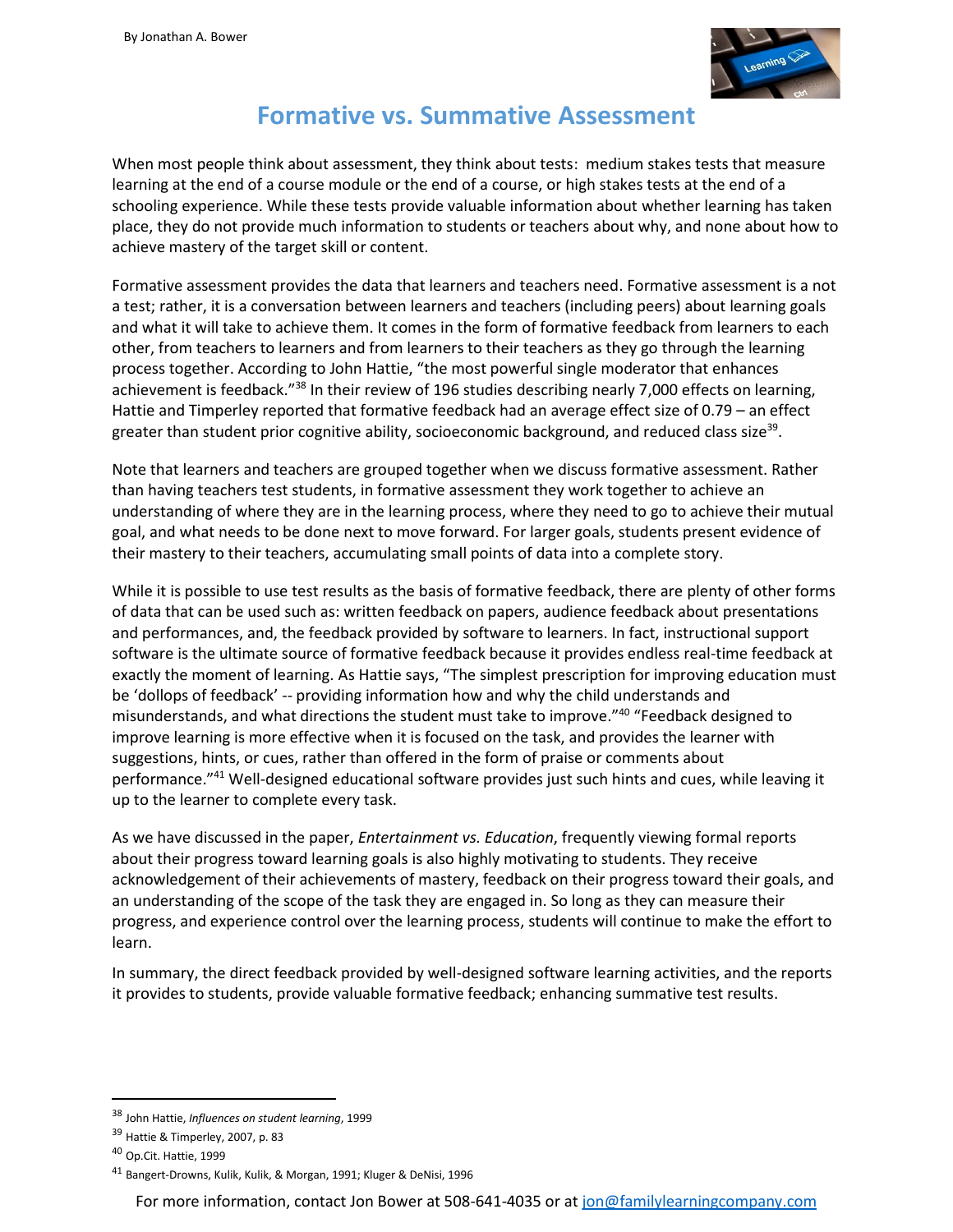# Formative vs. Summative Assessment

When most people think about assessment, they think about tests: medium stakes tests that measure learning at the end of a course module or the end of a course, or high stakes tests at the end of a schooling experience. While these tests provide valuable information about whether learning has taken place, they do not provide much information to students or teachers about why, and none about how to achieve mastery of the target skill or content.

Formative assessment provides the data that learners and teachers need. Formative assessment is a not a test; rather, it is a conversation between learners and teachers (including peers) about learning goals and what it will take to achieve them. It comes in the form of formative feedback from learners to each other, from teachers to learners and from learners to their teachers as they go through the learning process together. According to John Hattie, "the most powerful single moderator that enhances achievement is feedback."[38] In their review of 196 studies describing nearly 7,000 effects on learning, Hattie and Timperley reported that formative feedback had an average effect size of 0.79 – an effect greater than student prior cognitive ability, socioeconomic background, and reduced class size[39].

Note that learners and teachers are grouped together when we discuss formative assessment. Rather than having teachers test students, in formative assessment they work together to achieve an understanding of where they are in the learning process, where they need to go to achieve their mutual goal, and what needs to be done next to move forward. For larger goals, students present evidence of their mastery to their teachers, accumulating small points of data into a complete story.

While it is possible to use test results as the basis of formative feedback, there are plenty of other forms of data that can be used such as: written feedback on papers, audience feedback about presentations and performances, and, the feedback provided by software to learners. In fact, instructional support software is the ultimate source of formative feedback because it provides endless real-time feedback at exactly the moment of learning. As Hattie says, "The simplest prescription for improving education must be 'dollops of feedback' -- providing information how and why the child understands and misunderstands, and what directions the student must take to improve."[40] "Feedback designed to improve learning is more effective when it is focused on the task, and provides the learner with suggestions, hints, or cues, rather than offered in the form of praise or comments about performance."[41] Well-designed educational software provides just such hints and cues, while leaving it up to the learner to complete every task.

As we have discussed in the paper, *Entertainment vs. Education,* frequently viewing formal reports about their progress toward learning goals is also highly motivating to students. They receive acknowledgement of their achievements of mastery, feedback on their progress toward their goals, and an understanding of the scope of the task they are engaged in. So long as they can measure their progress, and experience control over the learning process, students will continue to make the effort to learn.

In summary, the direct feedback provided by well-designed software learning activities, and the reports it provides to students, provide valuable formative feedback; enhancing summative test results.

---

[38] John Hattie, *Influences on student learning*, 1999

[39] Hattie & Timperley, 2007, p. 83

[40] Op.Cit. Hattie, 1999

[41] Bangert-Drowns, Kulik, Kulik, & Morgan, 1991; Kluger & DeNisi, 1996

For more information, contact Jon Bower at 508-641-4035 or at jon@familylearningcompany.com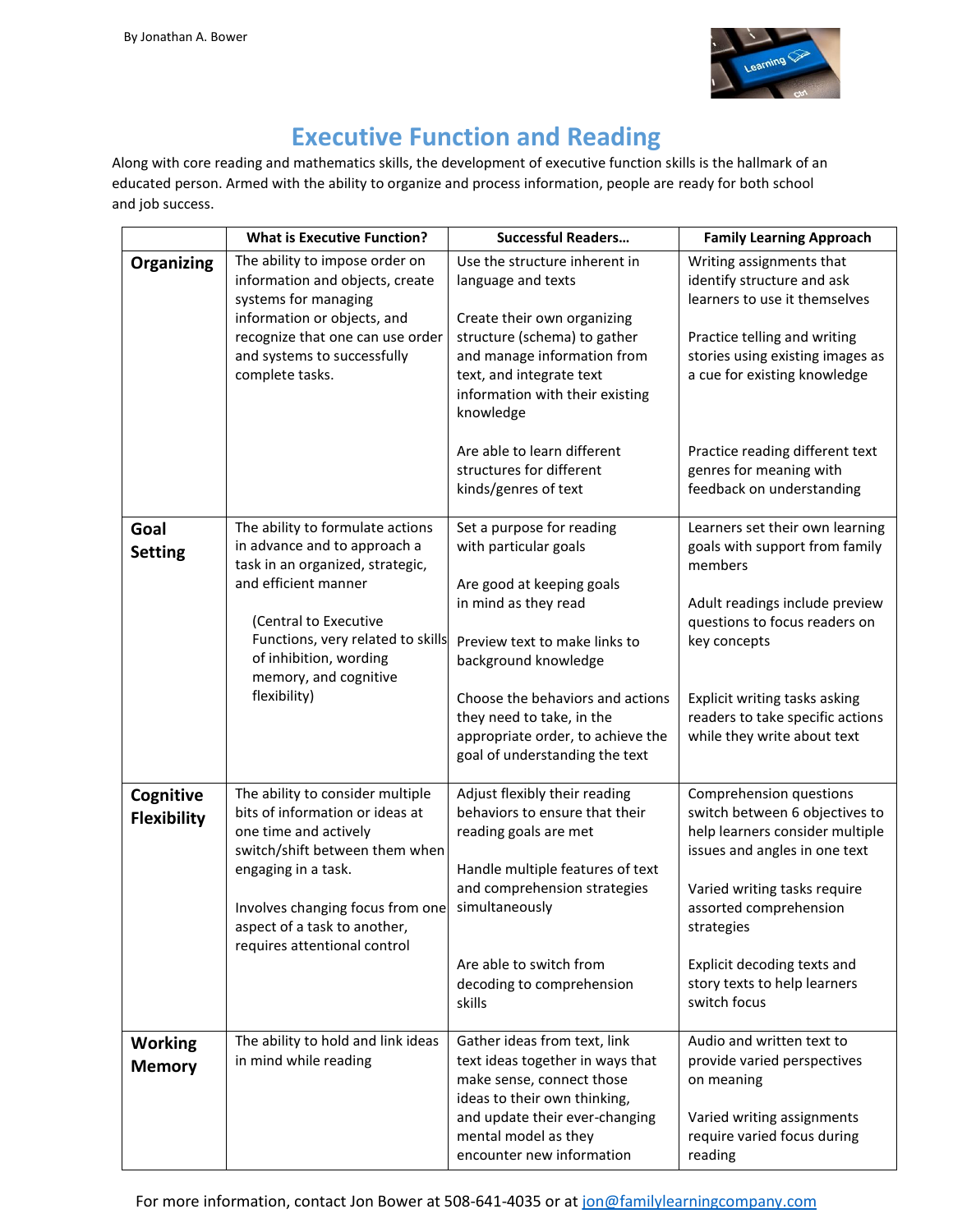By Jonathan A. Bower

# Executive Function and Reading

Along with core reading and mathematics skills, the development of executive function skills is the hallmark of an educated person. Armed with the ability to organize and process information, people are ready for both school and job success.

| | What is Executive Function? | Successful Readers… | Family Learning Approach |
|---|---|---|---|
| **Organizing** | The ability to impose order on information and objects, create systems for managing information or objects, and recognize that one can use order and systems to successfully complete tasks. | Use the structure inherent in language and texts<br><br>Create their own organizing structure (schema) to gather and manage information from text, and integrate text information with their existing knowledge<br><br>Are able to learn different structures for different kinds/genres of text | Writing assignments that identify structure and ask learners to use it themselves<br><br>Practice telling and writing stories using existing images as a cue for existing knowledge<br><br>Practice reading different text genres for meaning with feedback on understanding |
| **Goal Setting** | The ability to formulate actions in advance and to approach a task in an organized, strategic, and efficient manner<br><br>(Central to Executive Functions, very related to skills of inhibition, wording memory, and cognitive flexibility) | Set a purpose for reading with particular goals<br><br>Are good at keeping goals in mind as they read<br><br>Preview text to make links to background knowledge<br><br>Choose the behaviors and actions they need to take, in the appropriate order, to achieve the goal of understanding the text | Learners set their own learning goals with support from family members<br><br>Adult readings include preview questions to focus readers on key concepts<br><br>Explicit writing tasks asking readers to take specific actions while they write about text |
| **Cognitive Flexibility** | The ability to consider multiple bits of information or ideas at one time and actively switch/shift between them when engaging in a task.<br><br>Involves changing focus from one aspect of a task to another, requires attentional control | Adjust flexibly their reading behaviors to ensure that their reading goals are met<br><br>Handle multiple features of text and comprehension strategies simultaneously<br><br>Are able to switch from decoding to comprehension skills | Comprehension questions switch between 6 objectives to help learners consider multiple issues and angles in one text<br><br>Varied writing tasks require assorted comprehension strategies<br><br>Explicit decoding texts and story texts to help learners switch focus |
| **Working Memory** | The ability to hold and link ideas in mind while reading | Gather ideas from text, link text ideas together in ways that make sense, connect those ideas to their own thinking, and update their ever-changing mental model as they encounter new information | Audio and written text to provide varied perspectives on meaning<br><br>Varied writing assignments require varied focus during reading |

For more information, contact Jon Bower at 508-641-4035 or at jon@familylearningcompany.com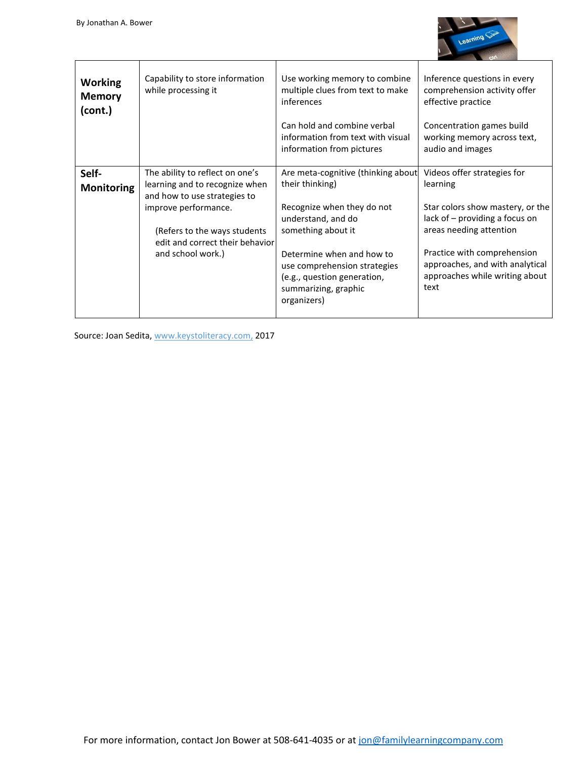| | | | |
|---|---|---|---|
| **Working Memory (cont.)** | Capability to store information while processing it | Use working memory to combine multiple clues from text to make inferences<br><br>Can hold and combine verbal information from text with visual information from pictures | Inference questions in every comprehension activity offer effective practice<br><br>Concentration games build working memory across text, audio and images |
| **Self-Monitoring** | The ability to reflect on one's learning and to recognize when and how to use strategies to improve performance.<br><br>(Refers to the ways students edit and correct their behavior and school work.) | Are meta-cognitive (thinking about their thinking)<br><br>Recognize when they do not understand, and do something about it<br><br>Determine when and how to use comprehension strategies (e.g., question generation, summarizing, graphic organizers) | Videos offer strategies for learning<br><br>Star colors show mastery, or the lack of – providing a focus on areas needing attention<br><br>Practice with comprehension approaches, and with analytical approaches while writing about text |

Source: Joan Sedita, www.keystoliteracy.com, 2017

For more information, contact Jon Bower at 508-641-4035 or at jon@familylearningcompany.com